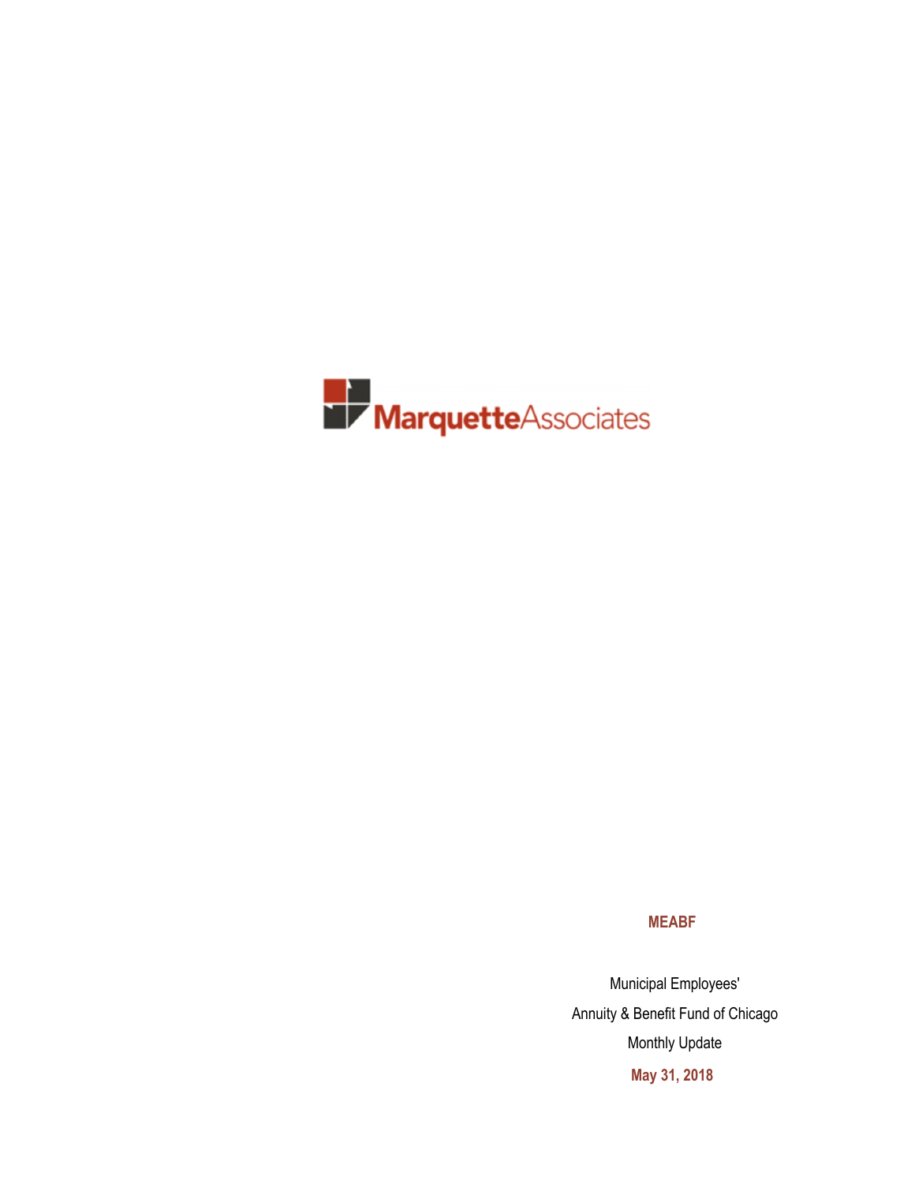MarquetteAssociates

**MEABF**

Municipal Employees'

Annuity & Benefit Fund of Chicago

Monthly Update

**May 31, 2018**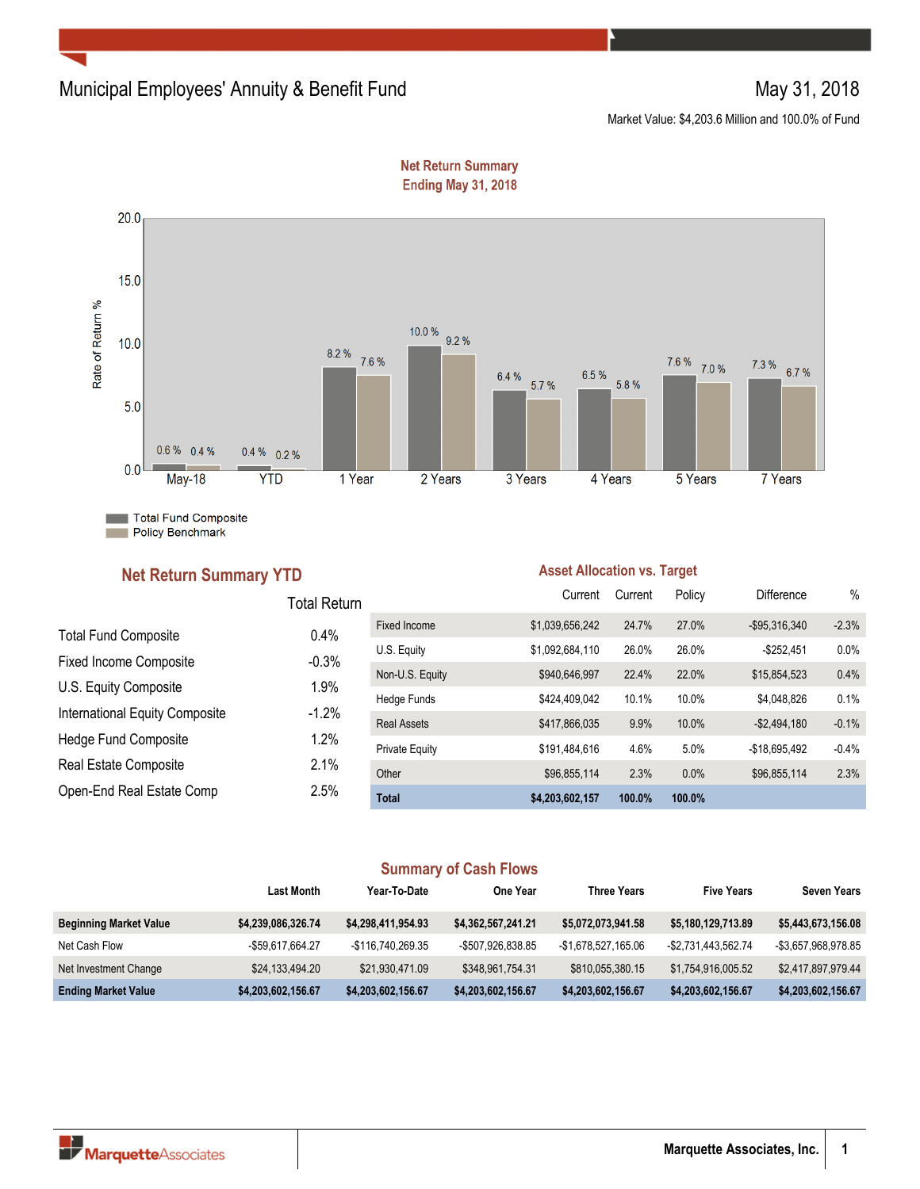# Municipal Employees' Annuity & Benefit Fund

May 31, 2018

Market Value: $4,203.6 Million and 100.0% of Fund

## Net Return Summary Ending May 31, 2018

| | May-18 | YTD | 1 Year | 2 Years | 3 Years | 4 Years | 5 Years | 7 Years |
|---|---|---|---|---|---|---|---|---|
| Total Fund Composite | 0.6 % | 0.4 % | 8.2 % | 10.0 % | 6.4 % | 6.5 % | 7.6 % | 7.3 % |
| Policy Benchmark | 0.4 % | 0.2 % | 7.6 % | 9.2 % | 5.7 % | 5.8 % | 7.0 % | 6.7 % |

## Net Return Summary YTD

| | Total Return |
|---|---|
| Total Fund Composite | 0.4% |
| Fixed Income Composite | -0.3% |
| U.S. Equity Composite | 1.9% |
| International Equity Composite | -1.2% |
| Hedge Fund Composite | 1.2% |
| Real Estate Composite | 2.1% |
| Open-End Real Estate Comp | 2.5% |

## Asset Allocation vs. Target

| | Current | Current | Policy | Difference | % |
|---|---|---|---|---|---|
| Fixed Income | $1,039,656,242 | 24.7% | 27.0% | -$95,316,340 | -2.3% |
| U.S. Equity | $1,092,684,110 | 26.0% | 26.0% | -$252,451 | 0.0% |
| Non-U.S. Equity | $940,646,997 | 22.4% | 22.0% | $15,854,523 | 0.4% |
| Hedge Funds | $424,409,042 | 10.1% | 10.0% | $4,048,826 | 0.1% |
| Real Assets | $417,866,035 | 9.9% | 10.0% | -$2,494,180 | -0.1% |
| Private Equity | $191,484,616 | 4.6% | 5.0% | -$18,695,492 | -0.4% |
| Other | $96,855,114 | 2.3% | 0.0% | $96,855,114 | 2.3% |
| **Total** | **$4,203,602,157** | **100.0%** | **100.0%** | | |

## Summary of Cash Flows

| | Last Month | Year-To-Date | One Year | Three Years | Five Years | Seven Years |
|---|---|---|---|---|---|---|
| **Beginning Market Value** | **$4,239,086,326.74** | **$4,298,411,954.93** | **$4,362,567,241.21** | **$5,072,073,941.58** | **$5,180,129,713.89** | **$5,443,673,156.08** |
| Net Cash Flow | -$59,617,664.27 | -$116,740,269.35 | -$507,926,838.85 | -$1,678,527,165.06 | -$2,731,443,562.74 | -$3,657,968,978.85 |
| Net Investment Change | $24,133,494.20 | $21,930,471.09 | $348,961,754.31 | $810,055,380.15 | $1,754,916,005.52 | $2,417,897,979.44 |
| **Ending Market Value** | **$4,203,602,156.67** | **$4,203,602,156.67** | **$4,203,602,156.67** | **$4,203,602,156.67** | **$4,203,602,156.67** | **$4,203,602,156.67** |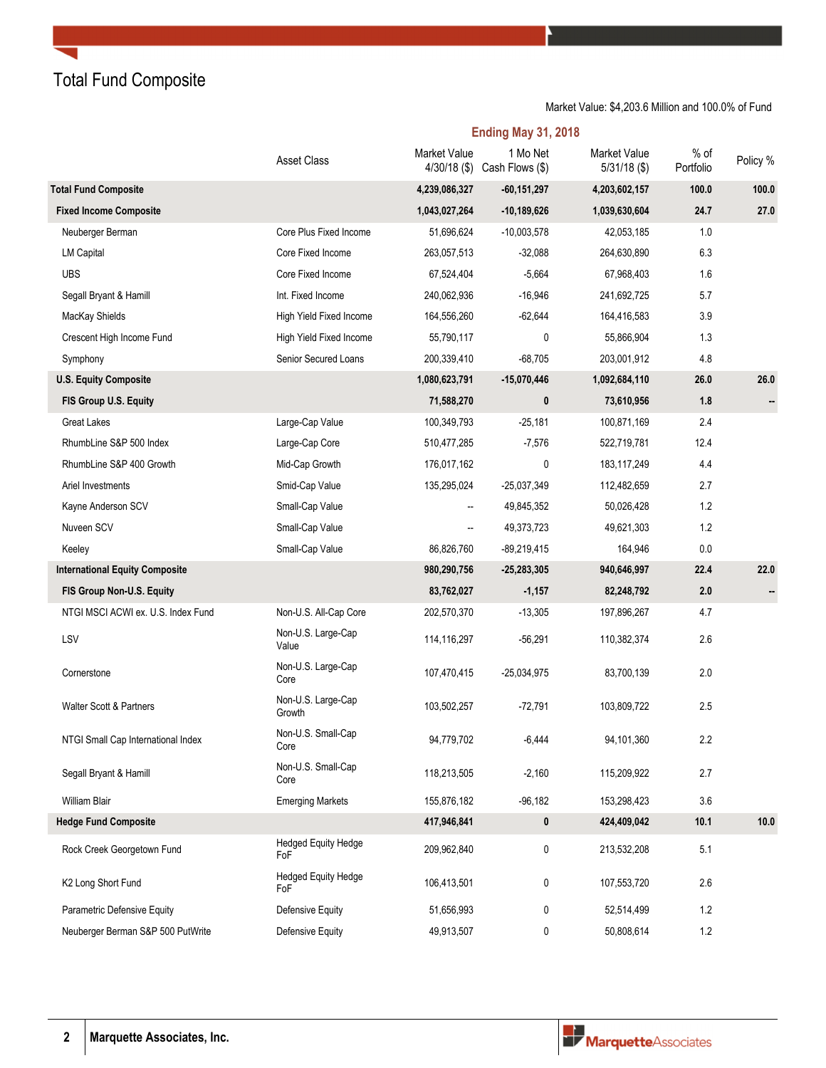# Total Fund Composite

Market Value: $4,203.6 Million and 100.0% of Fund

| | Asset Class | Ending May 31, 2018 | | | | |
|---|---|---|---|---|---|---|
| | | Market Value 4/30/18 ($) | 1 Mo Net Cash Flows ($) | Market Value 5/31/18 ($) | % of Portfolio | Policy % |
| **Total Fund Composite** | | **4,239,086,327** | **-60,151,297** | **4,203,602,157** | **100.0** | **100.0** |
| **Fixed Income Composite** | | **1,043,027,264** | **-10,189,626** | **1,039,630,604** | **24.7** | **27.0** |
| Neuberger Berman | Core Plus Fixed Income | 51,696,624 | -10,003,578 | 42,053,185 | 1.0 | |
| LM Capital | Core Fixed Income | 263,057,513 | -32,088 | 264,630,890 | 6.3 | |
| UBS | Core Fixed Income | 67,524,404 | -5,664 | 67,968,403 | 1.6 | |
| Segall Bryant & Hamill | Int. Fixed Income | 240,062,936 | -16,946 | 241,692,725 | 5.7 | |
| MacKay Shields | High Yield Fixed Income | 164,556,260 | -62,644 | 164,416,583 | 3.9 | |
| Crescent High Income Fund | High Yield Fixed Income | 55,790,117 | 0 | 55,866,904 | 1.3 | |
| Symphony | Senior Secured Loans | 200,339,410 | -68,705 | 203,001,912 | 4.8 | |
| **U.S. Equity Composite** | | **1,080,623,791** | **-15,070,446** | **1,092,684,110** | **26.0** | **26.0** |
| **FIS Group U.S. Equity** | | **71,588,270** | **0** | **73,610,956** | **1.8** | **--** |
| Great Lakes | Large-Cap Value | 100,349,793 | -25,181 | 100,871,169 | 2.4 | |
| RhumbLine S&P 500 Index | Large-Cap Core | 510,477,285 | -7,576 | 522,719,781 | 12.4 | |
| RhumbLine S&P 400 Growth | Mid-Cap Growth | 176,017,162 | 0 | 183,117,249 | 4.4 | |
| Ariel Investments | Smid-Cap Value | 135,295,024 | -25,037,349 | 112,482,659 | 2.7 | |
| Kayne Anderson SCV | Small-Cap Value | -- | 49,845,352 | 50,026,428 | 1.2 | |
| Nuveen SCV | Small-Cap Value | -- | 49,373,723 | 49,621,303 | 1.2 | |
| Keeley | Small-Cap Value | 86,826,760 | -89,219,415 | 164,946 | 0.0 | |
| **International Equity Composite** | | **980,290,756** | **-25,283,305** | **940,646,997** | **22.4** | **22.0** |
| **FIS Group Non-U.S. Equity** | | **83,762,027** | **-1,157** | **82,248,792** | **2.0** | **--** |
| NTGI MSCI ACWI ex. U.S. Index Fund | Non-U.S. All-Cap Core | 202,570,370 | -13,305 | 197,896,267 | 4.7 | |
| LSV | Non-U.S. Large-Cap Value | 114,116,297 | -56,291 | 110,382,374 | 2.6 | |
| Cornerstone | Non-U.S. Large-Cap Core | 107,470,415 | -25,034,975 | 83,700,139 | 2.0 | |
| Walter Scott & Partners | Non-U.S. Large-Cap Growth | 103,502,257 | -72,791 | 103,809,722 | 2.5 | |
| NTGI Small Cap International Index | Non-U.S. Small-Cap Core | 94,779,702 | -6,444 | 94,101,360 | 2.2 | |
| Segall Bryant & Hamill | Non-U.S. Small-Cap Core | 118,213,505 | -2,160 | 115,209,922 | 2.7 | |
| William Blair | Emerging Markets | 155,876,182 | -96,182 | 153,298,423 | 3.6 | |
| **Hedge Fund Composite** | | **417,946,841** | **0** | **424,409,042** | **10.1** | **10.0** |
| Rock Creek Georgetown Fund | Hedged Equity Hedge FoF | 209,962,840 | 0 | 213,532,208 | 5.1 | |
| K2 Long Short Fund | Hedged Equity Hedge FoF | 106,413,501 | 0 | 107,553,720 | 2.6 | |
| Parametric Defensive Equity | Defensive Equity | 51,656,993 | 0 | 52,514,499 | 1.2 | |
| Neuberger Berman S&P 500 PutWrite | Defensive Equity | 49,913,507 | 0 | 50,808,614 | 1.2 | |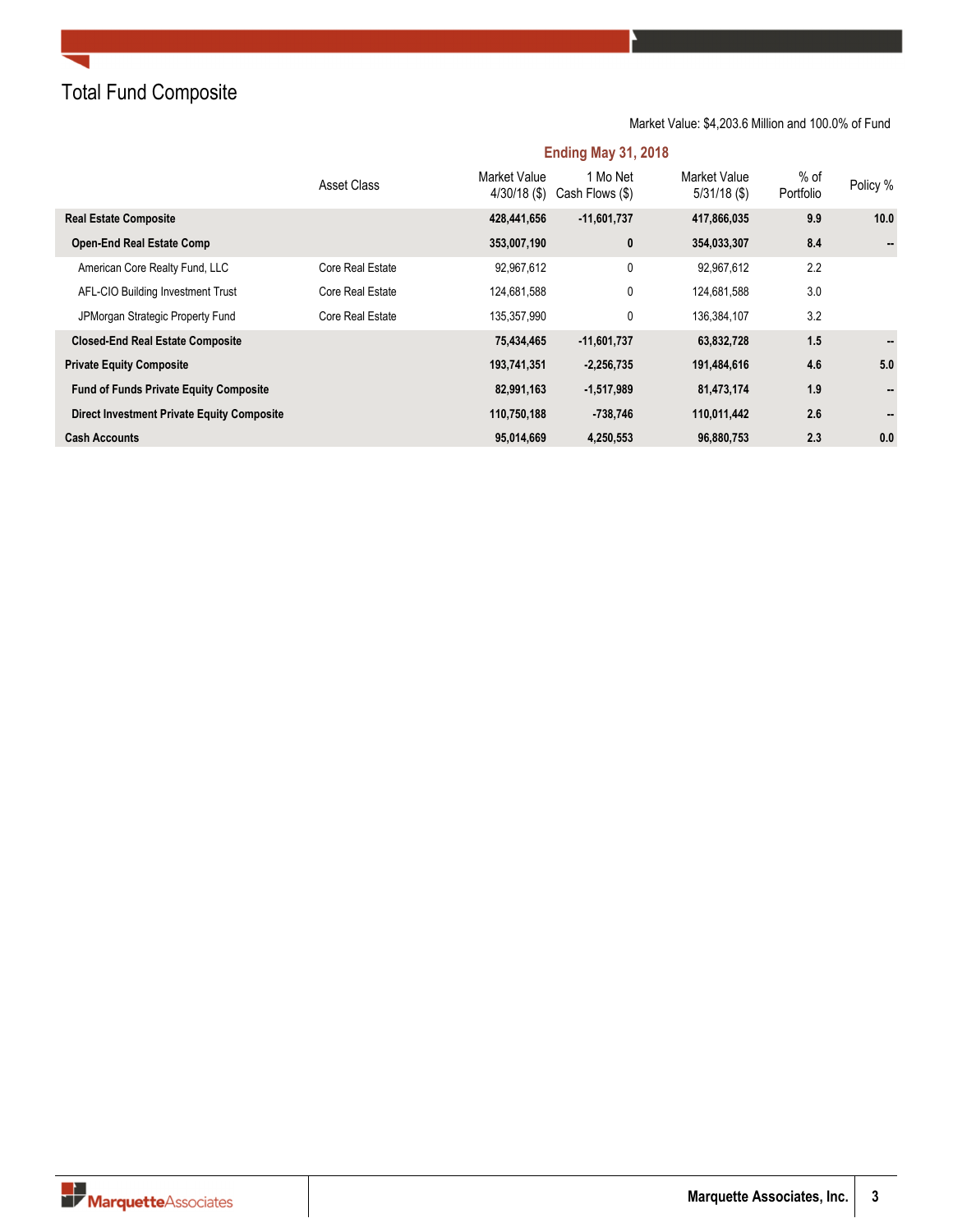# Total Fund Composite

Market Value: $4,203.6 Million and 100.0% of Fund

| | Asset Class | Market Value 4/30/18 ($) | 1 Mo Net Cash Flows ($) | Market Value 5/31/18 ($) | % of Portfolio | Policy % |
|---|---|---|---|---|---|---|
| | | **Ending May 31, 2018** | | | | |
| **Real Estate Composite** | | **428,441,656** | **-11,601,737** | **417,866,035** | **9.9** | **10.0** |
| **Open-End Real Estate Comp** | | **353,007,190** | **0** | **354,033,307** | **8.4** | **--** |
| American Core Realty Fund, LLC | Core Real Estate | 92,967,612 | 0 | 92,967,612 | 2.2 | |
| AFL-CIO Building Investment Trust | Core Real Estate | 124,681,588 | 0 | 124,681,588 | 3.0 | |
| JPMorgan Strategic Property Fund | Core Real Estate | 135,357,990 | 0 | 136,384,107 | 3.2 | |
| **Closed-End Real Estate Composite** | | **75,434,465** | **-11,601,737** | **63,832,728** | **1.5** | **--** |
| **Private Equity Composite** | | **193,741,351** | **-2,256,735** | **191,484,616** | **4.6** | **5.0** |
| **Fund of Funds Private Equity Composite** | | **82,991,163** | **-1,517,989** | **81,473,174** | **1.9** | **--** |
| **Direct Investment Private Equity Composite** | | **110,750,188** | **-738,746** | **110,011,442** | **2.6** | **--** |
| **Cash Accounts** | | **95,014,669** | **4,250,553** | **96,880,753** | **2.3** | **0.0** |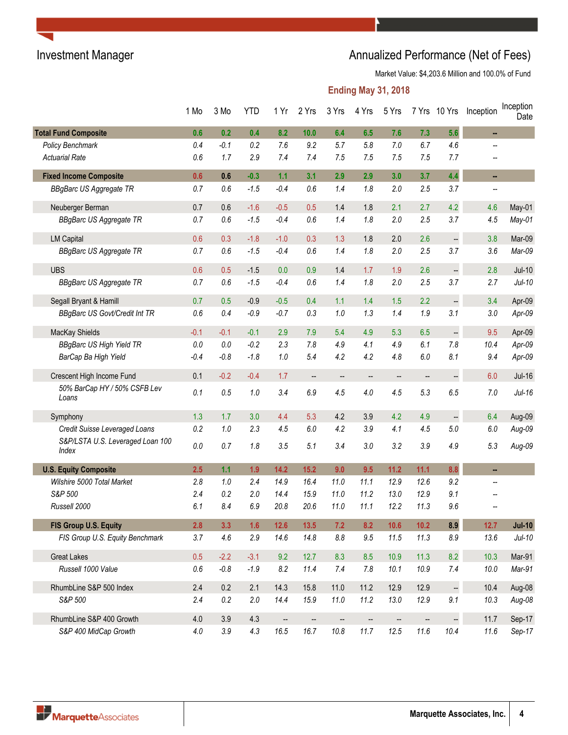## Investment Manager

## Annualized Performance (Net of Fees)

Market Value: $4,203.6 Million and 100.0% of Fund

**Ending May 31, 2018**

| | 1 Mo | 3 Mo | YTD | 1 Yr | 2 Yrs | 3 Yrs | 4 Yrs | 5 Yrs | 7 Yrs | 10 Yrs | Inception | Inception Date |
|---|---|---|---|---|---|---|---|---|---|---|---|---|
| **Total Fund Composite** | **0.6** | **0.2** | **0.4** | **8.2** | **10.0** | **6.4** | **6.5** | **7.6** | **7.3** | **5.6** | **--** | |
| *Policy Benchmark* | *0.4* | *-0.1* | *0.2* | *7.6* | *9.2* | *5.7* | *5.8* | *7.0* | *6.7* | *4.6* | -- | |
| *Actuarial Rate* | *0.6* | *1.7* | *2.9* | *7.4* | *7.4* | *7.5* | *7.5* | *7.5* | *7.5* | *7.7* | -- | |
| **Fixed Income Composite** | **0.6** | **0.6** | **-0.3** | **1.1** | **3.1** | **2.9** | **2.9** | **3.0** | **3.7** | **4.4** | **--** | |
| *BBgBarc US Aggregate TR* | *0.7* | *0.6* | *-1.5* | *-0.4* | *0.6* | *1.4* | *1.8* | *2.0* | *2.5* | *3.7* | -- | |
| Neuberger Berman | 0.7 | 0.6 | -1.6 | -0.5 | 0.5 | 1.4 | 1.8 | 2.1 | 2.7 | 4.2 | 4.6 | May-01 |
| *BBgBarc US Aggregate TR* | *0.7* | *0.6* | *-1.5* | *-0.4* | *0.6* | *1.4* | *1.8* | *2.0* | *2.5* | *3.7* | *4.5* | *May-01* |
| LM Capital | 0.6 | 0.3 | -1.8 | -1.0 | 0.3 | 1.3 | 1.8 | 2.0 | 2.6 | -- | 3.8 | Mar-09 |
| *BBgBarc US Aggregate TR* | *0.7* | *0.6* | *-1.5* | *-0.4* | *0.6* | *1.4* | *1.8* | *2.0* | *2.5* | *3.7* | *3.6* | *Mar-09* |
| UBS | 0.6 | 0.5 | -1.5 | 0.0 | 0.9 | 1.4 | 1.7 | 1.9 | 2.6 | -- | 2.8 | Jul-10 |
| *BBgBarc US Aggregate TR* | *0.7* | *0.6* | *-1.5* | *-0.4* | *0.6* | *1.4* | *1.8* | *2.0* | *2.5* | *3.7* | *2.7* | *Jul-10* |
| Segall Bryant & Hamill | 0.7 | 0.5 | -0.9 | -0.5 | 0.4 | 1.1 | 1.4 | 1.5 | 2.2 | -- | 3.4 | Apr-09 |
| *BBgBarc US Govt/Credit Int TR* | *0.6* | *0.4* | *-0.9* | *-0.7* | *0.3* | *1.0* | *1.3* | *1.4* | *1.9* | *3.1* | *3.0* | *Apr-09* |
| MacKay Shields | -0.1 | -0.1 | -0.1 | 2.9 | 7.9 | 5.4 | 4.9 | 5.3 | 6.5 | -- | 9.5 | Apr-09 |
| *BBgBarc US High Yield TR* | *0.0* | *0.0* | *-0.2* | *2.3* | *7.8* | *4.9* | *4.1* | *4.9* | *6.1* | *7.8* | *10.4* | *Apr-09* |
| *BarCap Ba High Yield* | *-0.4* | *-0.8* | *-1.8* | *1.0* | *5.4* | *4.2* | *4.2* | *4.8* | *6.0* | *8.1* | *9.4* | *Apr-09* |
| Crescent High Income Fund | 0.1 | -0.2 | -0.4 | 1.7 | -- | -- | -- | -- | -- | -- | 6.0 | Jul-16 |
| *50% BarCap HY / 50% CSFB Lev Loans* | *0.1* | *0.5* | *1.0* | *3.4* | *6.9* | *4.5* | *4.0* | *4.5* | *5.3* | *6.5* | *7.0* | *Jul-16* |
| Symphony | 1.3 | 1.7 | 3.0 | 4.4 | 5.3 | 4.2 | 3.9 | 4.2 | 4.9 | -- | 6.4 | Aug-09 |
| *Credit Suisse Leveraged Loans* | *0.2* | *1.0* | *2.3* | *4.5* | *6.0* | *4.2* | *3.9* | *4.1* | *4.5* | *5.0* | *6.0* | *Aug-09* |
| *S&P/LSTA U.S. Leveraged Loan 100 Index* | *0.0* | *0.7* | *1.8* | *3.5* | *5.1* | *3.4* | *3.0* | *3.2* | *3.9* | *4.9* | *5.3* | *Aug-09* |
| **U.S. Equity Composite** | **2.5** | **1.1** | **1.9** | **14.2** | **15.2** | **9.0** | **9.5** | **11.2** | **11.1** | **8.8** | **--** | |
| *Wilshire 5000 Total Market* | *2.8* | *1.0* | *2.4* | *14.9* | *16.4* | *11.0* | *11.1* | *12.9* | *12.6* | *9.2* | -- | |
| *S&P 500* | *2.4* | *0.2* | *2.0* | *14.4* | *15.9* | *11.0* | *11.2* | *13.0* | *12.9* | *9.1* | -- | |
| *Russell 2000* | *6.1* | *8.4* | *6.9* | *20.8* | *20.6* | *11.0* | *11.1* | *12.2* | *11.3* | *9.6* | -- | |
| **FIS Group U.S. Equity** | **2.8** | **3.3** | **1.6** | **12.6** | **13.5** | **7.2** | **8.2** | **10.6** | **10.2** | **8.9** | **12.7** | **Jul-10** |
| *FIS Group U.S. Equity Benchmark* | *3.7* | *4.6* | *2.9* | *14.6* | *14.8* | *8.8* | *9.5* | *11.5* | *11.3* | *8.9* | *13.6* | *Jul-10* |
| Great Lakes | 0.5 | -2.2 | -3.1 | 9.2 | 12.7 | 8.3 | 8.5 | 10.9 | 11.3 | 8.2 | 10.3 | Mar-91 |
| *Russell 1000 Value* | *0.6* | *-0.8* | *-1.9* | *8.2* | *11.4* | *7.4* | *7.8* | *10.1* | *10.9* | *7.4* | *10.0* | *Mar-91* |
| RhumbLine S&P 500 Index | 2.4 | 0.2 | 2.1 | 14.3 | 15.8 | 11.0 | 11.2 | 12.9 | 12.9 | -- | 10.4 | Aug-08 |
| *S&P 500* | *2.4* | *0.2* | *2.0* | *14.4* | *15.9* | *11.0* | *11.2* | *13.0* | *12.9* | *9.1* | *10.3* | *Aug-08* |
| RhumbLine S&P 400 Growth | 4.0 | 3.9 | 4.3 | -- | -- | -- | -- | -- | -- | -- | 11.7 | Sep-17 |
| *S&P 400 MidCap Growth* | *4.0* | *3.9* | *4.3* | *16.5* | *16.7* | *10.8* | *11.7* | *12.5* | *11.6* | *10.4* | *11.6* | *Sep-17* |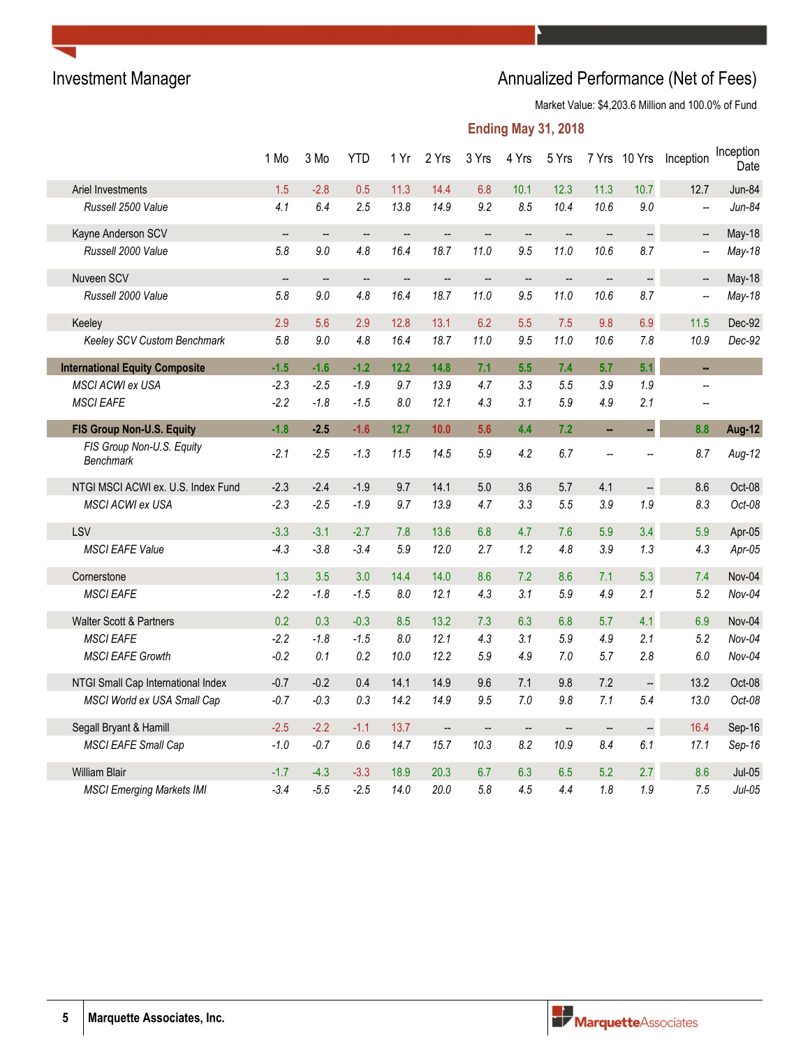# Investment Manager

## Annualized Performance (Net of Fees)

Market Value: $4,203.6 Million and 100.0% of Fund

**Ending May 31, 2018**

| | 1 Mo | 3 Mo | YTD | 1 Yr | 2 Yrs | 3 Yrs | 4 Yrs | 5 Yrs | 7 Yrs | 10 Yrs | Inception | Inception Date |
|---|---|---|---|---|---|---|---|---|---|---|---|---|
| Ariel Investments | 1.5 | -2.8 | 0.5 | 11.3 | 14.4 | 6.8 | 10.1 | 12.3 | 11.3 | 10.7 | 12.7 | Jun-84 |
| *Russell 2500 Value* | *4.1* | *6.4* | *2.5* | *13.8* | *14.9* | *9.2* | *8.5* | *10.4* | *10.6* | *9.0* | *--* | *Jun-84* |
| Kayne Anderson SCV | -- | -- | -- | -- | -- | -- | -- | -- | -- | -- | -- | May-18 |
| *Russell 2000 Value* | *5.8* | *9.0* | *4.8* | *16.4* | *18.7* | *11.0* | *9.5* | *11.0* | *10.6* | *8.7* | *--* | *May-18* |
| Nuveen SCV | -- | -- | -- | -- | -- | -- | -- | -- | -- | -- | -- | May-18 |
| *Russell 2000 Value* | *5.8* | *9.0* | *4.8* | *16.4* | *18.7* | *11.0* | *9.5* | *11.0* | *10.6* | *8.7* | *--* | *May-18* |
| Keeley | 2.9 | 5.6 | 2.9 | 12.8 | 13.1 | 6.2 | 5.5 | 7.5 | 9.8 | 6.9 | 11.5 | Dec-92 |
| *Keeley SCV Custom Benchmark* | *5.8* | *9.0* | *4.8* | *16.4* | *18.7* | *11.0* | *9.5* | *11.0* | *10.6* | *7.8* | *10.9* | *Dec-92* |
| **International Equity Composite** | **-1.5** | **-1.6** | **-1.2** | **12.2** | **14.8** | **7.1** | **5.5** | **7.4** | **5.7** | **5.1** | **--** | |
| *MSCI ACWI ex USA* | *-2.3* | *-2.5* | *-1.9* | *9.7* | *13.9* | *4.7* | *3.3* | *5.5* | *3.9* | *1.9* | *--* | |
| *MSCI EAFE* | *-2.2* | *-1.8* | *-1.5* | *8.0* | *12.1* | *4.3* | *3.1* | *5.9* | *4.9* | *2.1* | *--* | |
| **FIS Group Non-U.S. Equity** | **-1.8** | **-2.5** | **-1.6** | **12.7** | **10.0** | **5.6** | **4.4** | **7.2** | **--** | **--** | **8.8** | **Aug-12** |
| *FIS Group Non-U.S. Equity Benchmark* | *-2.1* | *-2.5* | *-1.3* | *11.5* | *14.5* | *5.9* | *4.2* | *6.7* | *--* | *--* | *8.7* | *Aug-12* |
| NTGI MSCI ACWI ex. U.S. Index Fund | -2.3 | -2.4 | -1.9 | 9.7 | 14.1 | 5.0 | 3.6 | 5.7 | 4.1 | -- | 8.6 | Oct-08 |
| *MSCI ACWI ex USA* | *-2.3* | *-2.5* | *-1.9* | *9.7* | *13.9* | *4.7* | *3.3* | *5.5* | *3.9* | *1.9* | *8.3* | *Oct-08* |
| LSV | -3.3 | -3.1 | -2.7 | 7.8 | 13.6 | 6.8 | 4.7 | 7.6 | 5.9 | 3.4 | 5.9 | Apr-05 |
| *MSCI EAFE Value* | *-4.3* | *-3.8* | *-3.4* | *5.9* | *12.0* | *2.7* | *1.2* | *4.8* | *3.9* | *1.3* | *4.3* | *Apr-05* |
| Cornerstone | 1.3 | 3.5 | 3.0 | 14.4 | 14.0 | 8.6 | 7.2 | 8.6 | 7.1 | 5.3 | 7.4 | Nov-04 |
| *MSCI EAFE* | *-2.2* | *-1.8* | *-1.5* | *8.0* | *12.1* | *4.3* | *3.1* | *5.9* | *4.9* | *2.1* | *5.2* | *Nov-04* |
| Walter Scott & Partners | 0.2 | 0.3 | -0.3 | 8.5 | 13.2 | 7.3 | 6.3 | 6.8 | 5.7 | 4.1 | 6.9 | Nov-04 |
| *MSCI EAFE* | *-2.2* | *-1.8* | *-1.5* | *8.0* | *12.1* | *4.3* | *3.1* | *5.9* | *4.9* | *2.1* | *5.2* | *Nov-04* |
| *MSCI EAFE Growth* | *-0.2* | *0.1* | *0.2* | *10.0* | *12.2* | *5.9* | *4.9* | *7.0* | *5.7* | *2.8* | *6.0* | *Nov-04* |
| NTGI Small Cap International Index | -0.7 | -0.2 | 0.4 | 14.1 | 14.9 | 9.6 | 7.1 | 9.8 | 7.2 | -- | 13.2 | Oct-08 |
| *MSCI World ex USA Small Cap* | *-0.7* | *-0.3* | *0.3* | *14.2* | *14.9* | *9.5* | *7.0* | *9.8* | *7.1* | *5.4* | *13.0* | *Oct-08* |
| Segall Bryant & Hamill | -2.5 | -2.2 | -1.1 | 13.7 | -- | -- | -- | -- | -- | -- | 16.4 | Sep-16 |
| *MSCI EAFE Small Cap* | *-1.0* | *-0.7* | *0.6* | *14.7* | *15.7* | *10.3* | *8.2* | *10.9* | *8.4* | *6.1* | *17.1* | *Sep-16* |
| William Blair | -1.7 | -4.3 | -3.3 | 18.9 | 20.3 | 6.7 | 6.3 | 6.5 | 5.2 | 2.7 | 8.6 | Jul-05 |
| *MSCI Emerging Markets IMI* | *-3.4* | *-5.5* | *-2.5* | *14.0* | *20.0* | *5.8* | *4.5* | *4.4* | *1.8* | *1.9* | *7.5* | *Jul-05* |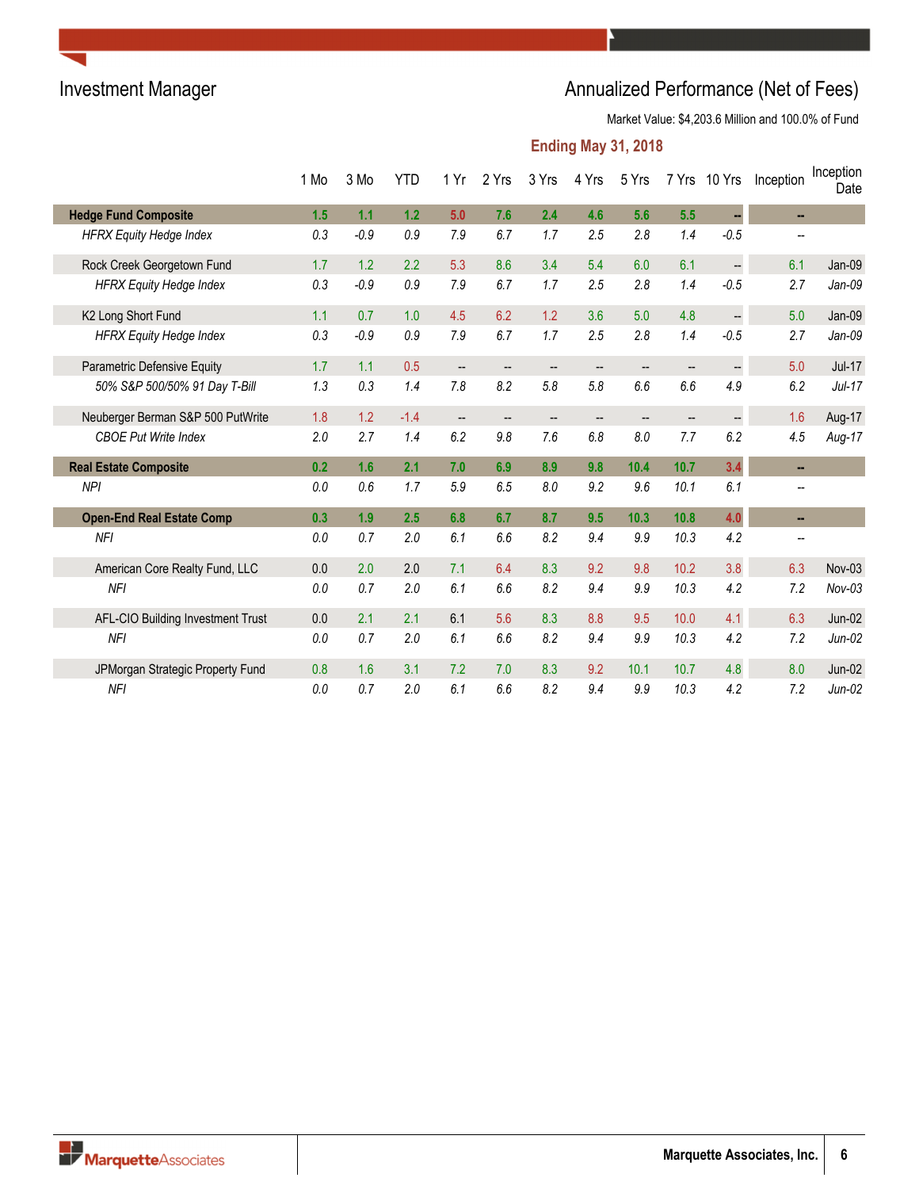## Investment Manager

## Annualized Performance (Net of Fees)

Market Value: $4,203.6 Million and 100.0% of Fund

**Ending May 31, 2018**

| | 1 Mo | 3 Mo | YTD | 1 Yr | 2 Yrs | 3 Yrs | 4 Yrs | 5 Yrs | 7 Yrs | 10 Yrs | Inception | Inception Date |
|---|---|---|---|---|---|---|---|---|---|---|---|---|
| **Hedge Fund Composite** | **1.5** | **1.1** | **1.2** | **5.0** | **7.6** | **2.4** | **4.6** | **5.6** | **5.5** | **--** | **--** | |
| *HFRX Equity Hedge Index* | *0.3* | *-0.9* | *0.9* | *7.9* | *6.7* | *1.7* | *2.5* | *2.8* | *1.4* | *-0.5* | *--* | |
| Rock Creek Georgetown Fund | 1.7 | 1.2 | 2.2 | 5.3 | 8.6 | 3.4 | 5.4 | 6.0 | 6.1 | -- | 6.1 | Jan-09 |
| *HFRX Equity Hedge Index* | *0.3* | *-0.9* | *0.9* | *7.9* | *6.7* | *1.7* | *2.5* | *2.8* | *1.4* | *-0.5* | *2.7* | *Jan-09* |
| K2 Long Short Fund | 1.1 | 0.7 | 1.0 | 4.5 | 6.2 | 1.2 | 3.6 | 5.0 | 4.8 | -- | 5.0 | Jan-09 |
| *HFRX Equity Hedge Index* | *0.3* | *-0.9* | *0.9* | *7.9* | *6.7* | *1.7* | *2.5* | *2.8* | *1.4* | *-0.5* | *2.7* | *Jan-09* |
| Parametric Defensive Equity | 1.7 | 1.1 | 0.5 | -- | -- | -- | -- | -- | -- | -- | 5.0 | Jul-17 |
| *50% S&P 500/50% 91 Day T-Bill* | *1.3* | *0.3* | *1.4* | *7.8* | *8.2* | *5.8* | *5.8* | *6.6* | *6.6* | *4.9* | *6.2* | *Jul-17* |
| Neuberger Berman S&P 500 PutWrite | 1.8 | 1.2 | -1.4 | -- | -- | -- | -- | -- | -- | -- | 1.6 | Aug-17 |
| *CBOE Put Write Index* | *2.0* | *2.7* | *1.4* | *6.2* | *9.8* | *7.6* | *6.8* | *8.0* | *7.7* | *6.2* | *4.5* | *Aug-17* |
| **Real Estate Composite** | **0.2** | **1.6** | **2.1** | **7.0** | **6.9** | **8.9** | **9.8** | **10.4** | **10.7** | **3.4** | **--** | |
| *NPI* | *0.0* | *0.6* | *1.7* | *5.9* | *6.5* | *8.0* | *9.2* | *9.6* | *10.1* | *6.1* | *--* | |
| **Open-End Real Estate Comp** | **0.3** | **1.9** | **2.5** | **6.8** | **6.7** | **8.7** | **9.5** | **10.3** | **10.8** | **4.0** | **--** | |
| *NFI* | *0.0* | *0.7* | *2.0* | *6.1* | *6.6* | *8.2* | *9.4* | *9.9* | *10.3* | *4.2* | *--* | |
| American Core Realty Fund, LLC | 0.0 | 2.0 | 2.0 | 7.1 | 6.4 | 8.3 | 9.2 | 9.8 | 10.2 | 3.8 | 6.3 | Nov-03 |
| *NFI* | *0.0* | *0.7* | *2.0* | *6.1* | *6.6* | *8.2* | *9.4* | *9.9* | *10.3* | *4.2* | *7.2* | *Nov-03* |
| AFL-CIO Building Investment Trust | 0.0 | 2.1 | 2.1 | 6.1 | 5.6 | 8.3 | 8.8 | 9.5 | 10.0 | 4.1 | 6.3 | Jun-02 |
| *NFI* | *0.0* | *0.7* | *2.0* | *6.1* | *6.6* | *8.2* | *9.4* | *9.9* | *10.3* | *4.2* | *7.2* | *Jun-02* |
| JPMorgan Strategic Property Fund | 0.8 | 1.6 | 3.1 | 7.2 | 7.0 | 8.3 | 9.2 | 10.1 | 10.7 | 4.8 | 8.0 | Jun-02 |
| *NFI* | *0.0* | *0.7* | *2.0* | *6.1* | *6.6* | *8.2* | *9.4* | *9.9* | *10.3* | *4.2* | *7.2* | *Jun-02* |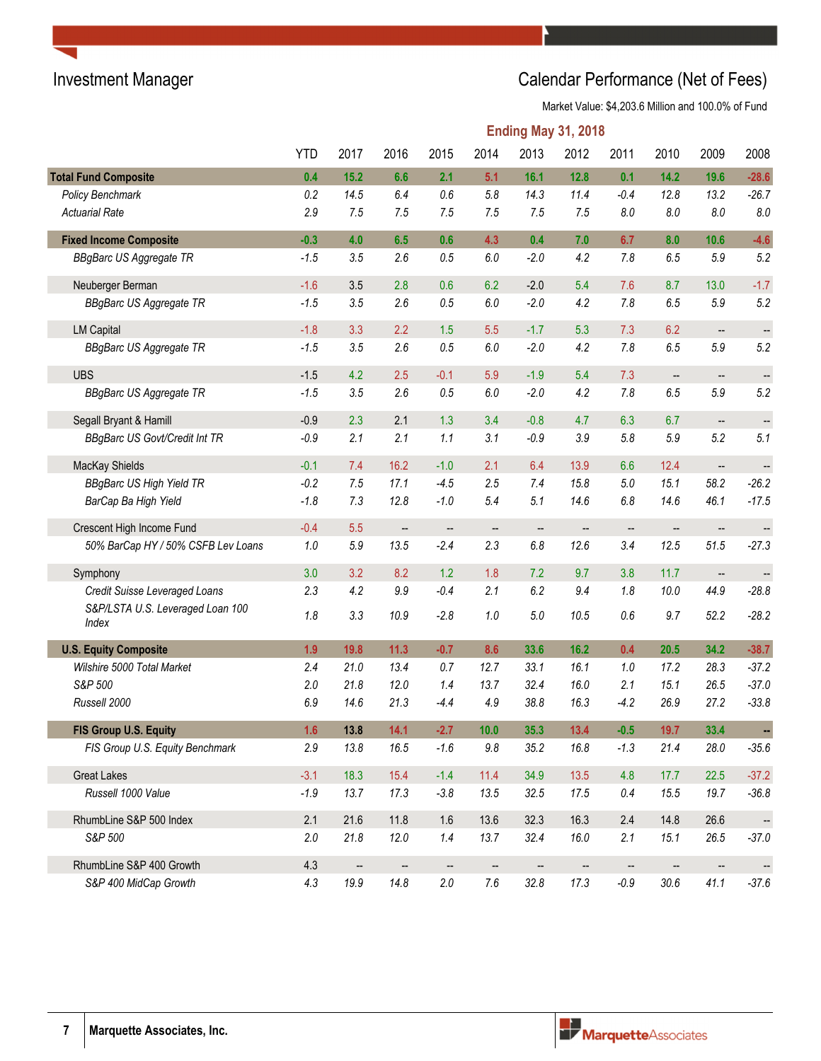Investment Manager

# Calendar Performance (Net of Fees)

Market Value: $4,203.6 Million and 100.0% of Fund

## Ending May 31, 2018

| | YTD | 2017 | 2016 | 2015 | 2014 | 2013 | 2012 | 2011 | 2010 | 2009 | 2008 |
|---|---|---|---|---|---|---|---|---|---|---|---|
| **Total Fund Composite** | **0.4** | **15.2** | **6.6** | **2.1** | **5.1** | **16.1** | **12.8** | **0.1** | **14.2** | **19.6** | **-28.6** |
| *Policy Benchmark* | *0.2* | *14.5* | *6.4* | *0.6* | *5.8* | *14.3* | *11.4* | *-0.4* | *12.8* | *13.2* | *-26.7* |
| *Actuarial Rate* | *2.9* | *7.5* | *7.5* | *7.5* | *7.5* | *7.5* | *7.5* | *8.0* | *8.0* | *8.0* | *8.0* |
| **Fixed Income Composite** | **-0.3** | **4.0** | **6.5** | **0.6** | **4.3** | **0.4** | **7.0** | **6.7** | **8.0** | **10.6** | **-4.6** |
| *BBgBarc US Aggregate TR* | *-1.5* | *3.5* | *2.6* | *0.5* | *6.0* | *-2.0* | *4.2* | *7.8* | *6.5* | *5.9* | *5.2* |
| Neuberger Berman | -1.6 | 3.5 | 2.8 | 0.6 | 6.2 | -2.0 | 5.4 | 7.6 | 8.7 | 13.0 | -1.7 |
| *BBgBarc US Aggregate TR* | *-1.5* | *3.5* | *2.6* | *0.5* | *6.0* | *-2.0* | *4.2* | *7.8* | *6.5* | *5.9* | *5.2* |
| LM Capital | -1.8 | 3.3 | 2.2 | 1.5 | 5.5 | -1.7 | 5.3 | 7.3 | 6.2 | -- | -- |
| *BBgBarc US Aggregate TR* | *-1.5* | *3.5* | *2.6* | *0.5* | *6.0* | *-2.0* | *4.2* | *7.8* | *6.5* | *5.9* | *5.2* |
| UBS | -1.5 | 4.2 | 2.5 | -0.1 | 5.9 | -1.9 | 5.4 | 7.3 | -- | -- | -- |
| *BBgBarc US Aggregate TR* | *-1.5* | *3.5* | *2.6* | *0.5* | *6.0* | *-2.0* | *4.2* | *7.8* | *6.5* | *5.9* | *5.2* |
| Segall Bryant & Hamill | -0.9 | 2.3 | 2.1 | 1.3 | 3.4 | -0.8 | 4.7 | 6.3 | 6.7 | -- | -- |
| *BBgBarc US Govt/Credit Int TR* | *-0.9* | *2.1* | *2.1* | *1.1* | *3.1* | *-0.9* | *3.9* | *5.8* | *5.9* | *5.2* | *5.1* |
| MacKay Shields | -0.1 | 7.4 | 16.2 | -1.0 | 2.1 | 6.4 | 13.9 | 6.6 | 12.4 | -- | -- |
| *BBgBarc US High Yield TR* | *-0.2* | *7.5* | *17.1* | *-4.5* | *2.5* | *7.4* | *15.8* | *5.0* | *15.1* | *58.2* | *-26.2* |
| *BarCap Ba High Yield* | *-1.8* | *7.3* | *12.8* | *-1.0* | *5.4* | *5.1* | *14.6* | *6.8* | *14.6* | *46.1* | *-17.5* |
| Crescent High Income Fund | -0.4 | 5.5 | -- | -- | -- | -- | -- | -- | -- | -- | -- |
| *50% BarCap HY / 50% CSFB Lev Loans* | *1.0* | *5.9* | *13.5* | *-2.4* | *2.3* | *6.8* | *12.6* | *3.4* | *12.5* | *51.5* | *-27.3* |
| Symphony | 3.0 | 3.2 | 8.2 | 1.2 | 1.8 | 7.2 | 9.7 | 3.8 | 11.7 | -- | -- |
| *Credit Suisse Leveraged Loans* | *2.3* | *4.2* | *9.9* | *-0.4* | *2.1* | *6.2* | *9.4* | *1.8* | *10.0* | *44.9* | *-28.8* |
| *S&P/LSTA U.S. Leveraged Loan 100 Index* | *1.8* | *3.3* | *10.9* | *-2.8* | *1.0* | *5.0* | *10.5* | *0.6* | *9.7* | *52.2* | *-28.2* |
| **U.S. Equity Composite** | **1.9** | **19.8** | **11.3** | **-0.7** | **8.6** | **33.6** | **16.2** | **0.4** | **20.5** | **34.2** | **-38.7** |
| *Wilshire 5000 Total Market* | *2.4* | *21.0* | *13.4* | *0.7* | *12.7* | *33.1* | *16.1* | *1.0* | *17.2* | *28.3* | *-37.2* |
| *S&P 500* | *2.0* | *21.8* | *12.0* | *1.4* | *13.7* | *32.4* | *16.0* | *2.1* | *15.1* | *26.5* | *-37.0* |
| *Russell 2000* | *6.9* | *14.6* | *21.3* | *-4.4* | *4.9* | *38.8* | *16.3* | *-4.2* | *26.9* | *27.2* | *-33.8* |
| **FIS Group U.S. Equity** | **1.6** | **13.8** | **14.1** | **-2.7** | **10.0** | **35.3** | **13.4** | **-0.5** | **19.7** | **33.4** | **--** |
| *FIS Group U.S. Equity Benchmark* | *2.9* | *13.8* | *16.5* | *-1.6* | *9.8* | *35.2* | *16.8* | *-1.3* | *21.4* | *28.0* | *-35.6* |
| Great Lakes | -3.1 | 18.3 | 15.4 | -1.4 | 11.4 | 34.9 | 13.5 | 4.8 | 17.7 | 22.5 | -37.2 |
| *Russell 1000 Value* | *-1.9* | *13.7* | *17.3* | *-3.8* | *13.5* | *32.5* | *17.5* | *0.4* | *15.5* | *19.7* | *-36.8* |
| RhumbLine S&P 500 Index | 2.1 | 21.6 | 11.8 | 1.6 | 13.6 | 32.3 | 16.3 | 2.4 | 14.8 | 26.6 | -- |
| *S&P 500* | *2.0* | *21.8* | *12.0* | *1.4* | *13.7* | *32.4* | *16.0* | *2.1* | *15.1* | *26.5* | *-37.0* |
| RhumbLine S&P 400 Growth | 4.3 | -- | -- | -- | -- | -- | -- | -- | -- | -- | -- |
| *S&P 400 MidCap Growth* | *4.3* | *19.9* | *14.8* | *2.0* | *7.6* | *32.8* | *17.3* | *-0.9* | *30.6* | *41.1* | *-37.6* |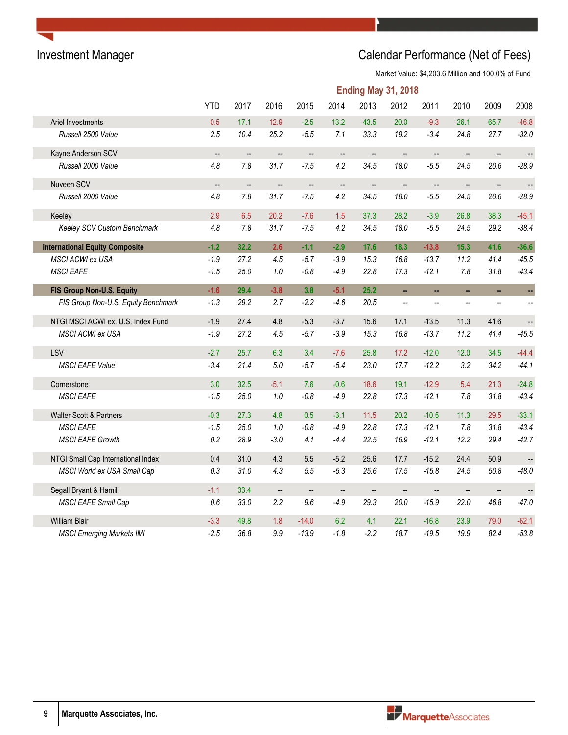## Investment Manager

## Calendar Performance (Net of Fees)

Market Value: $4,203.6 Million and 100.0% of Fund

**Ending May 31, 2018**

| | YTD | 2017 | 2016 | 2015 | 2014 | 2013 | 2012 | 2011 | 2010 | 2009 | 2008 |
|---|---|---|---|---|---|---|---|---|---|---|---|
| Ariel Investments | 0.5 | 17.1 | 12.9 | -2.5 | 13.2 | 43.5 | 20.0 | -9.3 | 26.1 | 65.7 | -46.8 |
| *Russell 2500 Value* | *2.5* | *10.4* | *25.2* | *-5.5* | *7.1* | *33.3* | *19.2* | *-3.4* | *24.8* | *27.7* | *-32.0* |
| Kayne Anderson SCV | -- | -- | -- | -- | -- | -- | -- | -- | -- | -- | -- |
| *Russell 2000 Value* | *4.8* | *7.8* | *31.7* | *-7.5* | *4.2* | *34.5* | *18.0* | *-5.5* | *24.5* | *20.6* | *-28.9* |
| Nuveen SCV | -- | -- | -- | -- | -- | -- | -- | -- | -- | -- | -- |
| *Russell 2000 Value* | *4.8* | *7.8* | *31.7* | *-7.5* | *4.2* | *34.5* | *18.0* | *-5.5* | *24.5* | *20.6* | *-28.9* |
| Keeley | 2.9 | 6.5 | 20.2 | -7.6 | 1.5 | 37.3 | 28.2 | -3.9 | 26.8 | 38.3 | -45.1 |
| *Keeley SCV Custom Benchmark* | *4.8* | *7.8* | *31.7* | *-7.5* | *4.2* | *34.5* | *18.0* | *-5.5* | *24.5* | *29.2* | *-38.4* |
| **International Equity Composite** | **-1.2** | **32.2** | **2.6** | **-1.1** | **-2.9** | **17.6** | **18.3** | **-13.8** | **15.3** | **41.6** | **-36.6** |
| *MSCI ACWI ex USA* | *-1.9* | *27.2* | *4.5* | *-5.7* | *-3.9* | *15.3* | *16.8* | *-13.7* | *11.2* | *41.4* | *-45.5* |
| *MSCI EAFE* | *-1.5* | *25.0* | *1.0* | *-0.8* | *-4.9* | *22.8* | *17.3* | *-12.1* | *7.8* | *31.8* | *-43.4* |
| **FIS Group Non-U.S. Equity** | **-1.6** | **29.4** | **-3.8** | **3.8** | **-5.1** | **25.2** | **--** | **--** | **--** | **--** | **--** |
| *FIS Group Non-U.S. Equity Benchmark* | *-1.3* | *29.2* | *2.7* | *-2.2* | *-4.6* | *20.5* | *--* | *--* | *--* | *--* | *--* |
| NTGI MSCI ACWI ex. U.S. Index Fund | -1.9 | 27.4 | 4.8 | -5.3 | -3.7 | 15.6 | 17.1 | -13.5 | 11.3 | 41.6 | -- |
| *MSCI ACWI ex USA* | *-1.9* | *27.2* | *4.5* | *-5.7* | *-3.9* | *15.3* | *16.8* | *-13.7* | *11.2* | *41.4* | *-45.5* |
| LSV | -2.7 | 25.7 | 6.3 | 3.4 | -7.6 | 25.8 | 17.2 | -12.0 | 12.0 | 34.5 | -44.4 |
| *MSCI EAFE Value* | *-3.4* | *21.4* | *5.0* | *-5.7* | *-5.4* | *23.0* | *17.7* | *-12.2* | *3.2* | *34.2* | *-44.1* |
| Cornerstone | 3.0 | 32.5 | -5.1 | 7.6 | -0.6 | 18.6 | 19.1 | -12.9 | 5.4 | 21.3 | -24.8 |
| *MSCI EAFE* | *-1.5* | *25.0* | *1.0* | *-0.8* | *-4.9* | *22.8* | *17.3* | *-12.1* | *7.8* | *31.8* | *-43.4* |
| Walter Scott & Partners | -0.3 | 27.3 | 4.8 | 0.5 | -3.1 | 11.5 | 20.2 | -10.5 | 11.3 | 29.5 | -33.1 |
| *MSCI EAFE* | *-1.5* | *25.0* | *1.0* | *-0.8* | *-4.9* | *22.8* | *17.3* | *-12.1* | *7.8* | *31.8* | *-43.4* |
| *MSCI EAFE Growth* | *0.2* | *28.9* | *-3.0* | *4.1* | *-4.4* | *22.5* | *16.9* | *-12.1* | *12.2* | *29.4* | *-42.7* |
| NTGI Small Cap International Index | 0.4 | 31.0 | 4.3 | 5.5 | -5.2 | 25.6 | 17.7 | -15.2 | 24.4 | 50.9 | -- |
| *MSCI World ex USA Small Cap* | *0.3* | *31.0* | *4.3* | *5.5* | *-5.3* | *25.6* | *17.5* | *-15.8* | *24.5* | *50.8* | *-48.0* |
| Segall Bryant & Hamill | -1.1 | 33.4 | -- | -- | -- | -- | -- | -- | -- | -- | -- |
| *MSCI EAFE Small Cap* | *0.6* | *33.0* | *2.2* | *9.6* | *-4.9* | *29.3* | *20.0* | *-15.9* | *22.0* | *46.8* | *-47.0* |
| William Blair | -3.3 | 49.8 | 1.8 | -14.0 | 6.2 | 4.1 | 22.1 | -16.8 | 23.9 | 79.0 | -62.1 |
| *MSCI Emerging Markets IMI* | *-2.5* | *36.8* | *9.9* | *-13.9* | *-1.8* | *-2.2* | *18.7* | *-19.5* | *19.9* | *82.4* | *-53.8* |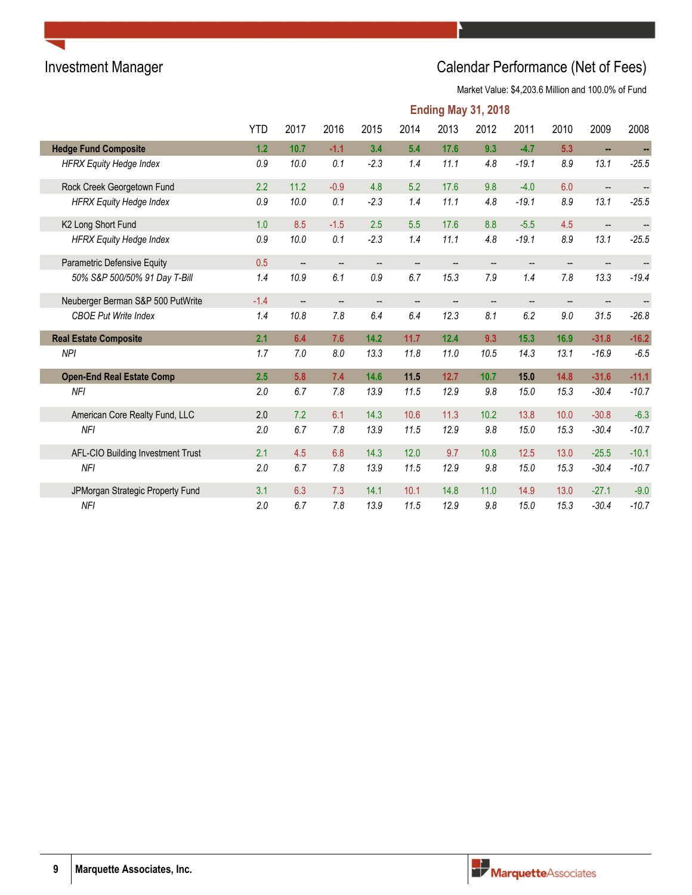## Investment Manager

## Calendar Performance (Net of Fees)

Market Value: $4,203.6 Million and 100.0% of Fund

**Ending May 31, 2018**

| | YTD | 2017 | 2016 | 2015 | 2014 | 2013 | 2012 | 2011 | 2010 | 2009 | 2008 |
|---|---|---|---|---|---|---|---|---|---|---|---|
| **Hedge Fund Composite** | **1.2** | **10.7** | **-1.1** | **3.4** | **5.4** | **17.6** | **9.3** | **-4.7** | **5.3** | **--** | **--** |
| *HFRX Equity Hedge Index* | *0.9* | *10.0* | *0.1* | *-2.3* | *1.4* | *11.1* | *4.8* | *-19.1* | *8.9* | *13.1* | *-25.5* |
| Rock Creek Georgetown Fund | 2.2 | 11.2 | -0.9 | 4.8 | 5.2 | 17.6 | 9.8 | -4.0 | 6.0 | -- | -- |
| *HFRX Equity Hedge Index* | *0.9* | *10.0* | *0.1* | *-2.3* | *1.4* | *11.1* | *4.8* | *-19.1* | *8.9* | *13.1* | *-25.5* |
| K2 Long Short Fund | 1.0 | 8.5 | -1.5 | 2.5 | 5.5 | 17.6 | 8.8 | -5.5 | 4.5 | -- | -- |
| *HFRX Equity Hedge Index* | *0.9* | *10.0* | *0.1* | *-2.3* | *1.4* | *11.1* | *4.8* | *-19.1* | *8.9* | *13.1* | *-25.5* |
| Parametric Defensive Equity | 0.5 | -- | -- | -- | -- | -- | -- | -- | -- | -- | -- |
| *50% S&P 500/50% 91 Day T-Bill* | *1.4* | *10.9* | *6.1* | *0.9* | *6.7* | *15.3* | *7.9* | *1.4* | *7.8* | *13.3* | *-19.4* |
| Neuberger Berman S&P 500 PutWrite | -1.4 | -- | -- | -- | -- | -- | -- | -- | -- | -- | -- |
| *CBOE Put Write Index* | *1.4* | *10.8* | *7.8* | *6.4* | *6.4* | *12.3* | *8.1* | *6.2* | *9.0* | *31.5* | *-26.8* |
| **Real Estate Composite** | **2.1** | **6.4** | **7.6** | **14.2** | **11.7** | **12.4** | **9.3** | **15.3** | **16.9** | **-31.8** | **-16.2** |
| *NPI* | *1.7* | *7.0* | *8.0* | *13.3* | *11.8* | *11.0* | *10.5* | *14.3* | *13.1* | *-16.9* | *-6.5* |
| **Open-End Real Estate Comp** | **2.5** | **5.8** | **7.4** | **14.6** | **11.5** | **12.7** | **10.7** | **15.0** | **14.8** | **-31.6** | **-11.1** |
| *NFI* | *2.0* | *6.7* | *7.8* | *13.9* | *11.5* | *12.9* | *9.8* | *15.0* | *15.3* | *-30.4* | *-10.7* |
| American Core Realty Fund, LLC | 2.0 | 7.2 | 6.1 | 14.3 | 10.6 | 11.3 | 10.2 | 13.8 | 10.0 | -30.8 | -6.3 |
| *NFI* | *2.0* | *6.7* | *7.8* | *13.9* | *11.5* | *12.9* | *9.8* | *15.0* | *15.3* | *-30.4* | *-10.7* |
| AFL-CIO Building Investment Trust | 2.1 | 4.5 | 6.8 | 14.3 | 12.0 | 9.7 | 10.8 | 12.5 | 13.0 | -25.5 | -10.1 |
| *NFI* | *2.0* | *6.7* | *7.8* | *13.9* | *11.5* | *12.9* | *9.8* | *15.0* | *15.3* | *-30.4* | *-10.7* |
| JPMorgan Strategic Property Fund | 3.1 | 6.3 | 7.3 | 14.1 | 10.1 | 14.8 | 11.0 | 14.9 | 13.0 | -27.1 | -9.0 |
| *NFI* | *2.0* | *6.7* | *7.8* | *13.9* | *11.5* | *12.9* | *9.8* | *15.0* | *15.3* | *-30.4* | *-10.7* |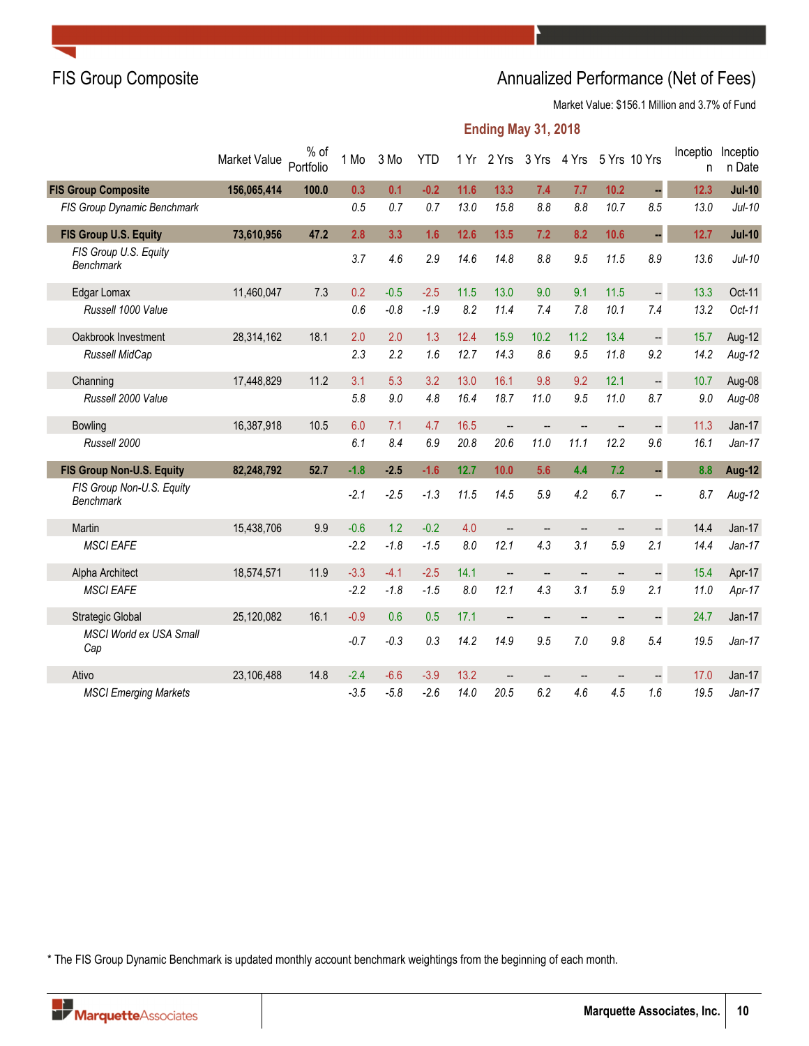## FIS Group Composite

## Annualized Performance (Net of Fees)

Market Value: $156.1 Million and 3.7% of Fund

**Ending May 31, 2018**

| | Market Value | % of Portfolio | 1 Mo | 3 Mo | YTD | 1 Yr | 2 Yrs | 3 Yrs | 4 Yrs | 5 Yrs | 10 Yrs | Inception | Inception Date |
|---|---|---|---|---|---|---|---|---|---|---|---|---|---|
| **FIS Group Composite** | **156,065,414** | **100.0** | **0.3** | **0.1** | **-0.2** | **11.6** | **13.3** | **7.4** | **7.7** | **10.2** | **--** | **12.3** | **Jul-10** |
| *FIS Group Dynamic Benchmark* | | | *0.5* | *0.7* | *0.7* | *13.0* | *15.8* | *8.8* | *8.8* | *10.7* | *8.5* | *13.0* | *Jul-10* |
| **FIS Group U.S. Equity** | **73,610,956** | **47.2** | **2.8** | **3.3** | **1.6** | **12.6** | **13.5** | **7.2** | **8.2** | **10.6** | **--** | **12.7** | **Jul-10** |
| *FIS Group U.S. Equity Benchmark* | | | *3.7* | *4.6* | *2.9* | *14.6* | *14.8* | *8.8* | *9.5* | *11.5* | *8.9* | *13.6* | *Jul-10* |
| Edgar Lomax | 11,460,047 | 7.3 | 0.2 | -0.5 | -2.5 | 11.5 | 13.0 | 9.0 | 9.1 | 11.5 | -- | 13.3 | Oct-11 |
| *Russell 1000 Value* | | | *0.6* | *-0.8* | *-1.9* | *8.2* | *11.4* | *7.4* | *7.8* | *10.1* | *7.4* | *13.2* | *Oct-11* |
| Oakbrook Investment | 28,314,162 | 18.1 | 2.0 | 2.0 | 1.3 | 12.4 | 15.9 | 10.2 | 11.2 | 13.4 | -- | 15.7 | Aug-12 |
| *Russell MidCap* | | | *2.3* | *2.2* | *1.6* | *12.7* | *14.3* | *8.6* | *9.5* | *11.8* | *9.2* | *14.2* | *Aug-12* |
| Channing | 17,448,829 | 11.2 | 3.1 | 5.3 | 3.2 | 13.0 | 16.1 | 9.8 | 9.2 | 12.1 | -- | 10.7 | Aug-08 |
| *Russell 2000 Value* | | | *5.8* | *9.0* | *4.8* | *16.4* | *18.7* | *11.0* | *9.5* | *11.0* | *8.7* | *9.0* | *Aug-08* |
| Bowling | 16,387,918 | 10.5 | 6.0 | 7.1 | 4.7 | 16.5 | -- | -- | -- | -- | -- | 11.3 | Jan-17 |
| *Russell 2000* | | | *6.1* | *8.4* | *6.9* | *20.8* | *20.6* | *11.0* | *11.1* | *12.2* | *9.6* | *16.1* | *Jan-17* |
| **FIS Group Non-U.S. Equity** | **82,248,792** | **52.7** | **-1.8** | **-2.5** | **-1.6** | **12.7** | **10.0** | **5.6** | **4.4** | **7.2** | **--** | **8.8** | **Aug-12** |
| *FIS Group Non-U.S. Equity Benchmark* | | | *-2.1* | *-2.5* | *-1.3* | *11.5* | *14.5* | *5.9* | *4.2* | *6.7* | *--* | *8.7* | *Aug-12* |
| Martin | 15,438,706 | 9.9 | -0.6 | 1.2 | -0.2 | 4.0 | -- | -- | -- | -- | -- | 14.4 | Jan-17 |
| *MSCI EAFE* | | | *-2.2* | *-1.8* | *-1.5* | *8.0* | *12.1* | *4.3* | *3.1* | *5.9* | *2.1* | *14.4* | *Jan-17* |
| Alpha Architect | 18,574,571 | 11.9 | -3.3 | -4.1 | -2.5 | 14.1 | -- | -- | -- | -- | -- | 15.4 | Apr-17 |
| *MSCI EAFE* | | | *-2.2* | *-1.8* | *-1.5* | *8.0* | *12.1* | *4.3* | *3.1* | *5.9* | *2.1* | *11.0* | *Apr-17* |
| Strategic Global | 25,120,082 | 16.1 | -0.9 | 0.6 | 0.5 | 17.1 | -- | -- | -- | -- | -- | 24.7 | Jan-17 |
| *MSCI World ex USA Small Cap* | | | *-0.7* | *-0.3* | *0.3* | *14.2* | *14.9* | *9.5* | *7.0* | *9.8* | *5.4* | *19.5* | *Jan-17* |
| Ativo | 23,106,488 | 14.8 | -2.4 | -6.6 | -3.9 | 13.2 | -- | -- | -- | -- | -- | 17.0 | Jan-17 |
| *MSCI Emerging Markets* | | | *-3.5* | *-5.8* | *-2.6* | *14.0* | *20.5* | *6.2* | *4.6* | *4.5* | *1.6* | *19.5* | *Jan-17* |

* The FIS Group Dynamic Benchmark is updated monthly account benchmark weightings from the beginning of each month.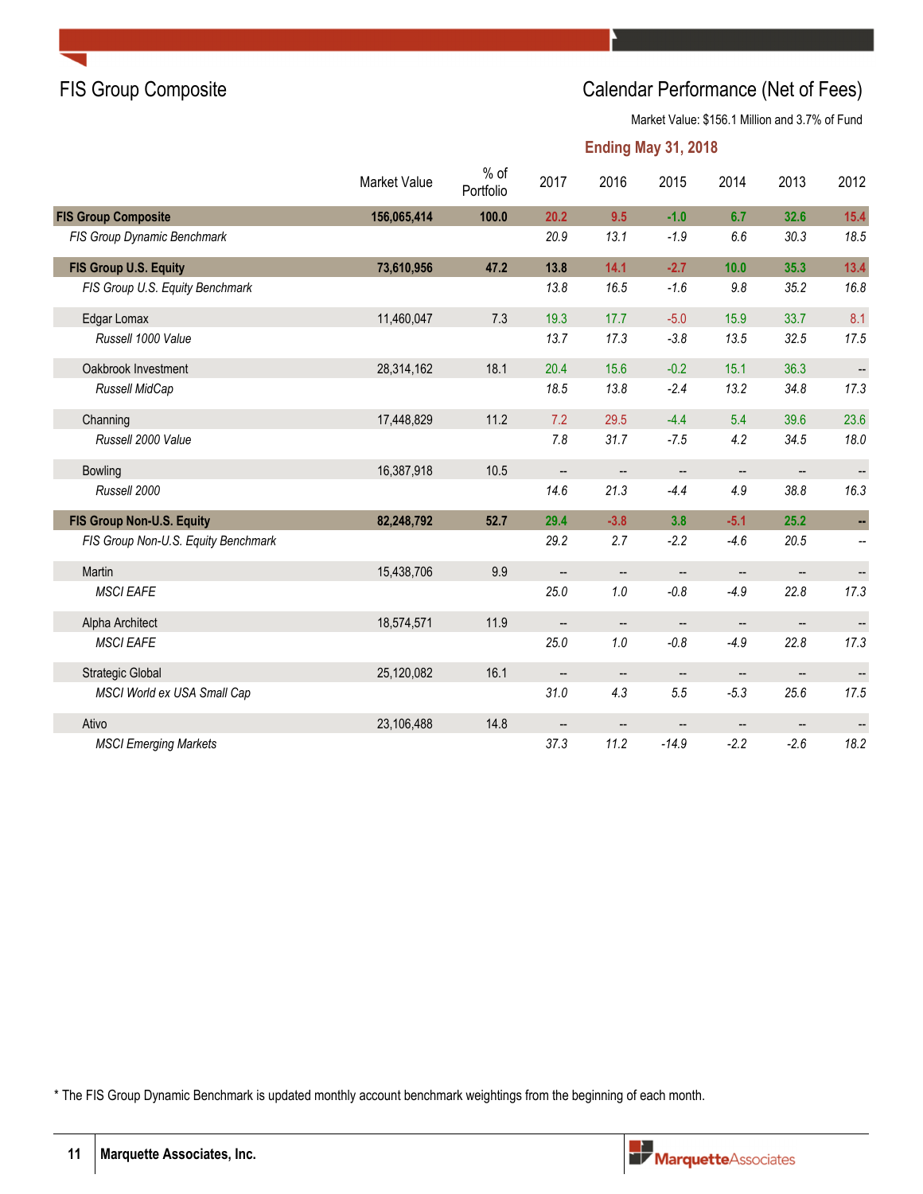## FIS Group Composite

## Calendar Performance (Net of Fees)

Market Value: $156.1 Million and 3.7% of Fund

**Ending May 31, 2018**

| | Market Value | % of Portfolio | 2017 | 2016 | 2015 | 2014 | 2013 | 2012 |
|---|---|---|---|---|---|---|---|---|
| **FIS Group Composite** | **156,065,414** | **100.0** | **20.2** | **9.5** | **-1.0** | **6.7** | **32.6** | **15.4** |
| *FIS Group Dynamic Benchmark* | | | *20.9* | *13.1* | *-1.9* | *6.6* | *30.3* | *18.5* |
| **FIS Group U.S. Equity** | **73,610,956** | **47.2** | **13.8** | **14.1** | **-2.7** | **10.0** | **35.3** | **13.4** |
| *FIS Group U.S. Equity Benchmark* | | | *13.8* | *16.5* | *-1.6* | *9.8* | *35.2* | *16.8* |
| Edgar Lomax | 11,460,047 | 7.3 | 19.3 | 17.7 | -5.0 | 15.9 | 33.7 | 8.1 |
| *Russell 1000 Value* | | | *13.7* | *17.3* | *-3.8* | *13.5* | *32.5* | *17.5* |
| Oakbrook Investment | 28,314,162 | 18.1 | 20.4 | 15.6 | -0.2 | 15.1 | 36.3 | -- |
| *Russell MidCap* | | | *18.5* | *13.8* | *-2.4* | *13.2* | *34.8* | *17.3* |
| Channing | 17,448,829 | 11.2 | 7.2 | 29.5 | -4.4 | 5.4 | 39.6 | 23.6 |
| *Russell 2000 Value* | | | *7.8* | *31.7* | *-7.5* | *4.2* | *34.5* | *18.0* |
| Bowling | 16,387,918 | 10.5 | -- | -- | -- | -- | -- | -- |
| *Russell 2000* | | | *14.6* | *21.3* | *-4.4* | *4.9* | *38.8* | *16.3* |
| **FIS Group Non-U.S. Equity** | **82,248,792** | **52.7** | **29.4** | **-3.8** | **3.8** | **-5.1** | **25.2** | **--** |
| *FIS Group Non-U.S. Equity Benchmark* | | | *29.2* | *2.7* | *-2.2* | *-4.6* | *20.5* | *--* |
| Martin | 15,438,706 | 9.9 | -- | -- | -- | -- | -- | -- |
| *MSCI EAFE* | | | *25.0* | *1.0* | *-0.8* | *-4.9* | *22.8* | *17.3* |
| Alpha Architect | 18,574,571 | 11.9 | -- | -- | -- | -- | -- | -- |
| *MSCI EAFE* | | | *25.0* | *1.0* | *-0.8* | *-4.9* | *22.8* | *17.3* |
| Strategic Global | 25,120,082 | 16.1 | -- | -- | -- | -- | -- | -- |
| *MSCI World ex USA Small Cap* | | | *31.0* | *4.3* | *5.5* | *-5.3* | *25.6* | *17.5* |
| Ativo | 23,106,488 | 14.8 | -- | -- | -- | -- | -- | -- |
| *MSCI Emerging Markets* | | | *37.3* | *11.2* | *-14.9* | *-2.2* | *-2.6* | *18.2* |

\* The FIS Group Dynamic Benchmark is updated monthly account benchmark weightings from the beginning of each month.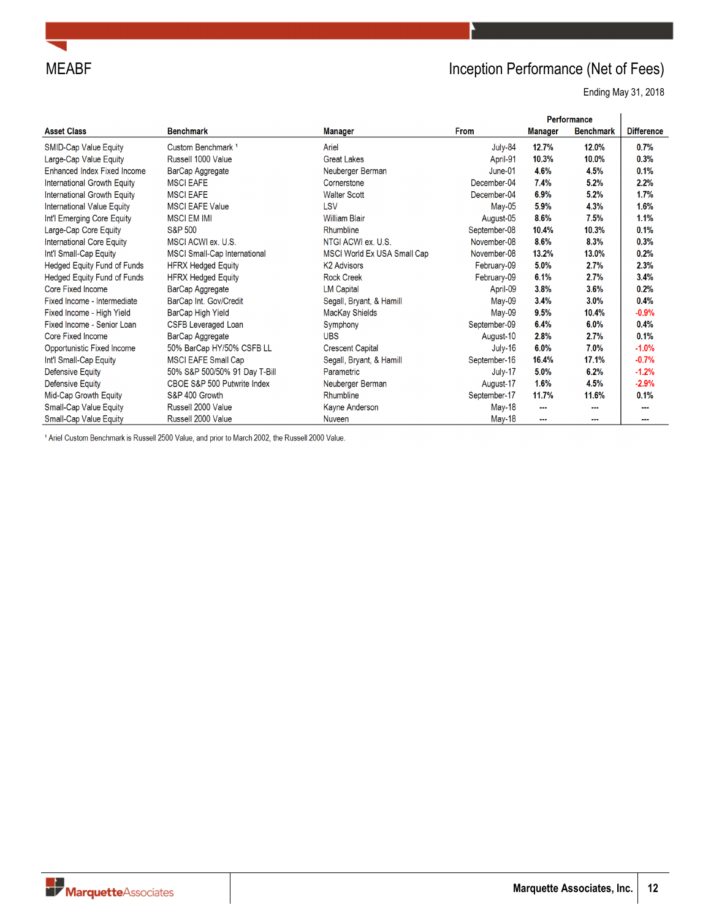# MEABF

## Inception Performance (Net of Fees)

Ending May 31, 2018

| Asset Class | Benchmark | Manager | From | Performance Manager | Performance Benchmark | Difference |
|---|---|---|---|---|---|---|
| SMID-Cap Value Equity | Custom Benchmark [1] | Ariel | July-84 | 12.7% | 12.0% | 0.7% |
| Large-Cap Value Equity | Russell 1000 Value | Great Lakes | April-91 | 10.3% | 10.0% | 0.3% |
| Enhanced Index Fixed Income | BarCap Aggregate | Neuberger Berman | June-01 | 4.6% | 4.5% | 0.1% |
| International Growth Equity | MSCI EAFE | Cornerstone | December-04 | 7.4% | 5.2% | 2.2% |
| International Growth Equity | MSCI EAFE | Walter Scott | December-04 | 6.9% | 5.2% | 1.7% |
| International Value Equity | MSCI EAFE Value | LSV | May-05 | 5.9% | 4.3% | 1.6% |
| Int'l Emerging Core Equity | MSCI EM IMI | William Blair | August-05 | 8.6% | 7.5% | 1.1% |
| Large-Cap Core Equity | S&P 500 | Rhumbline | September-08 | 10.4% | 10.3% | 0.1% |
| International Core Equity | MSCI ACWI ex. U.S. | NTGI ACWI ex. U.S. | November-08 | 8.6% | 8.3% | 0.3% |
| Int'l Small-Cap Equity | MSCI Small-Cap International | MSCI World Ex USA Small Cap | November-08 | 13.2% | 13.0% | 0.2% |
| Hedged Equity Fund of Funds | HFRX Hedged Equity | K2 Advisors | February-09 | 5.0% | 2.7% | 2.3% |
| Hedged Equity Fund of Funds | HFRX Hedged Equity | Rock Creek | February-09 | 6.1% | 2.7% | 3.4% |
| Core Fixed Income | BarCap Aggregate | LM Capital | April-09 | 3.8% | 3.6% | 0.2% |
| Fixed Income - Intermediate | BarCap Int. Gov/Credit | Segall, Bryant, & Hamill | May-09 | 3.4% | 3.0% | 0.4% |
| Fixed Income - High Yield | BarCap High Yield | MacKay Shields | May-09 | 9.5% | 10.4% | -0.9% |
| Fixed Income - Senior Loan | CSFB Leveraged Loan | Symphony | September-09 | 6.4% | 6.0% | 0.4% |
| Core Fixed Income | BarCap Aggregate | UBS | August-10 | 2.8% | 2.7% | 0.1% |
| Opportunistic Fixed Income | 50% BarCap HY/50% CSFB LL | Crescent Capital | July-16 | 6.0% | 7.0% | -1.0% |
| Int'l Small-Cap Equity | MSCI EAFE Small Cap | Segall, Bryant, & Hamill | September-16 | 16.4% | 17.1% | -0.7% |
| Defensive Equity | 50% S&P 500/50% 91 Day T-Bill | Parametric | July-17 | 5.0% | 6.2% | -1.2% |
| Defensive Equity | CBOE S&P 500 Putwrite Index | Neuberger Berman | August-17 | 1.6% | 4.5% | -2.9% |
| Mid-Cap Growth Equity | S&P 400 Growth | Rhumbline | September-17 | 11.7% | 11.6% | 0.1% |
| Small-Cap Value Equity | Russell 2000 Value | Kayne Anderson | May-18 | --- | --- | --- |
| Small-Cap Value Equity | Russell 2000 Value | Nuveen | May-18 | --- | --- | --- |

[1] Ariel Custom Benchmark is Russell 2500 Value, and prior to March 2002, the Russell 2000 Value.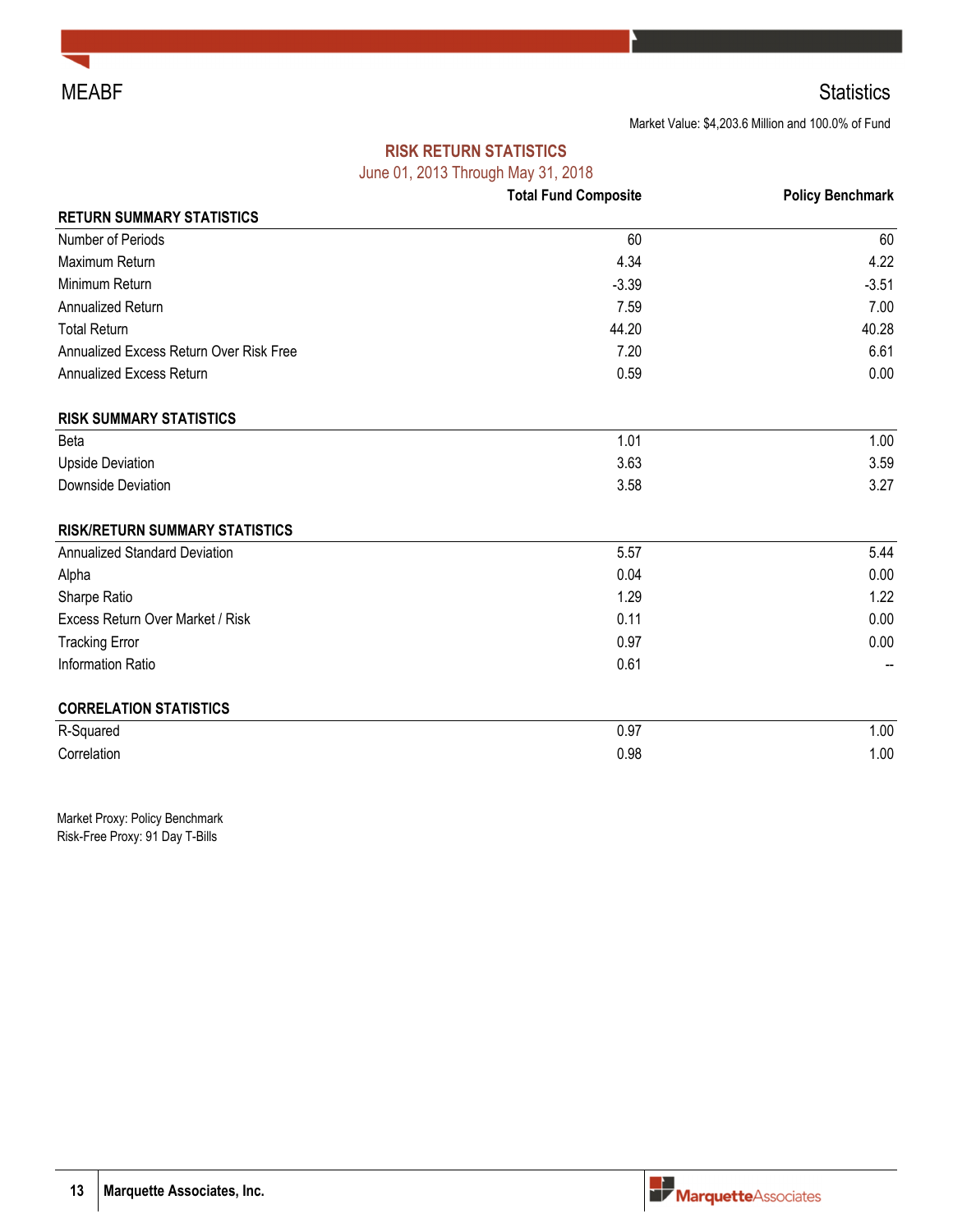MEABF

# Statistics

Market Value: $4,203.6 Million and 100.0% of Fund

## RISK RETURN STATISTICS

June 01, 2013 Through May 31, 2018

| | Total Fund Composite | Policy Benchmark |
|---|---|---|
| **RETURN SUMMARY STATISTICS** | | |
| Number of Periods | 60 | 60 |
| Maximum Return | 4.34 | 4.22 |
| Minimum Return | -3.39 | -3.51 |
| Annualized Return | 7.59 | 7.00 |
| Total Return | 44.20 | 40.28 |
| Annualized Excess Return Over Risk Free | 7.20 | 6.61 |
| Annualized Excess Return | 0.59 | 0.00 |
| **RISK SUMMARY STATISTICS** | | |
| Beta | 1.01 | 1.00 |
| Upside Deviation | 3.63 | 3.59 |
| Downside Deviation | 3.58 | 3.27 |
| **RISK/RETURN SUMMARY STATISTICS** | | |
| Annualized Standard Deviation | 5.57 | 5.44 |
| Alpha | 0.04 | 0.00 |
| Sharpe Ratio | 1.29 | 1.22 |
| Excess Return Over Market / Risk | 0.11 | 0.00 |
| Tracking Error | 0.97 | 0.00 |
| Information Ratio | 0.61 | -- |
| **CORRELATION STATISTICS** | | |
| R-Squared | 0.97 | 1.00 |
| Correlation | 0.98 | 1.00 |

Market Proxy: Policy Benchmark
Risk-Free Proxy: 91 Day T-Bills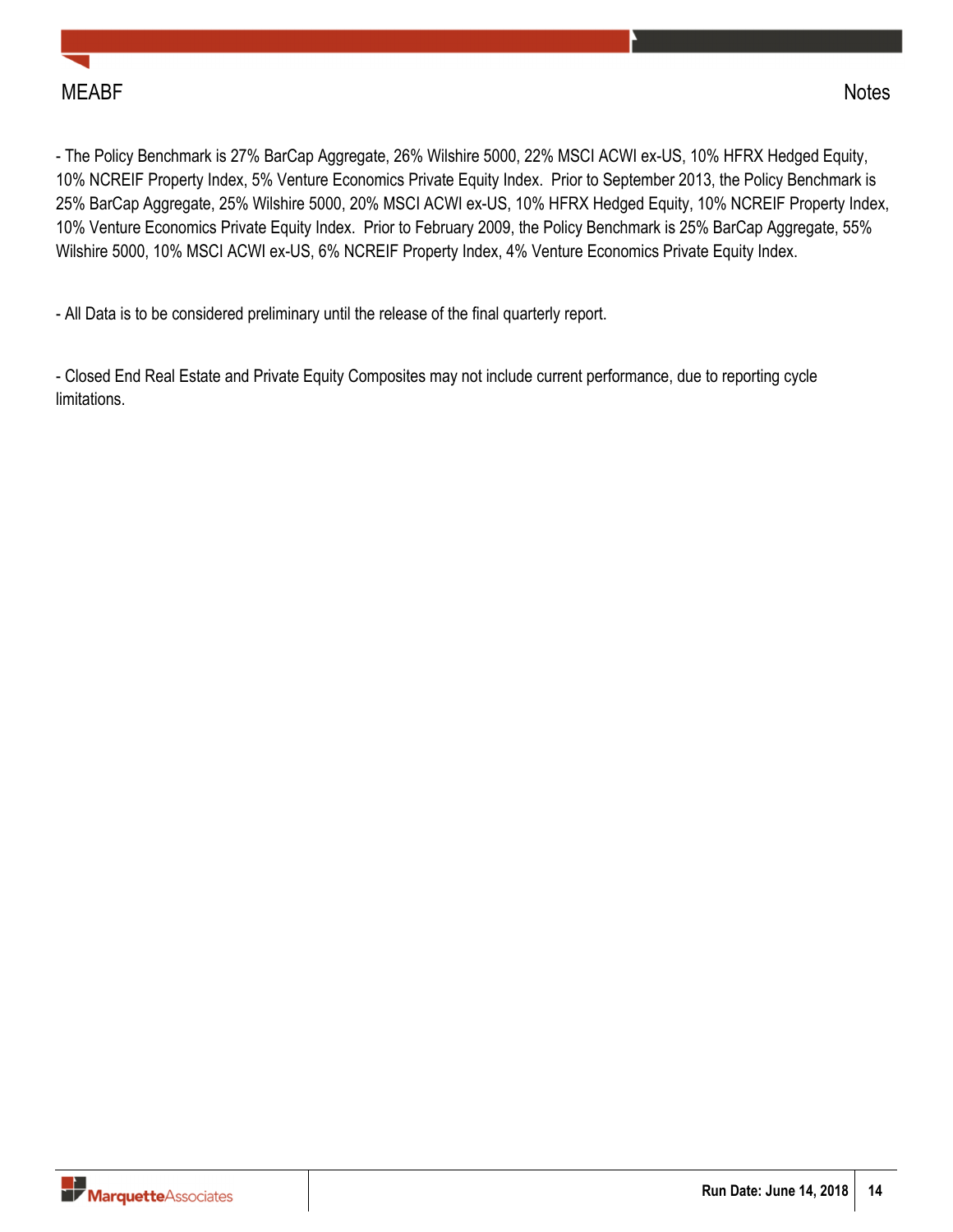- The Policy Benchmark is 27% BarCap Aggregate, 26% Wilshire 5000, 22% MSCI ACWI ex-US, 10% HFRX Hedged Equity, 10% NCREIF Property Index, 5% Venture Economics Private Equity Index. Prior to September 2013, the Policy Benchmark is 25% BarCap Aggregate, 25% Wilshire 5000, 20% MSCI ACWI ex-US, 10% HFRX Hedged Equity, 10% NCREIF Property Index, 10% Venture Economics Private Equity Index. Prior to February 2009, the Policy Benchmark is 25% BarCap Aggregate, 55% Wilshire 5000, 10% MSCI ACWI ex-US, 6% NCREIF Property Index, 4% Venture Economics Private Equity Index.

- All Data is to be considered preliminary until the release of the final quarterly report.

- Closed End Real Estate and Private Equity Composites may not include current performance, due to reporting cycle limitations.